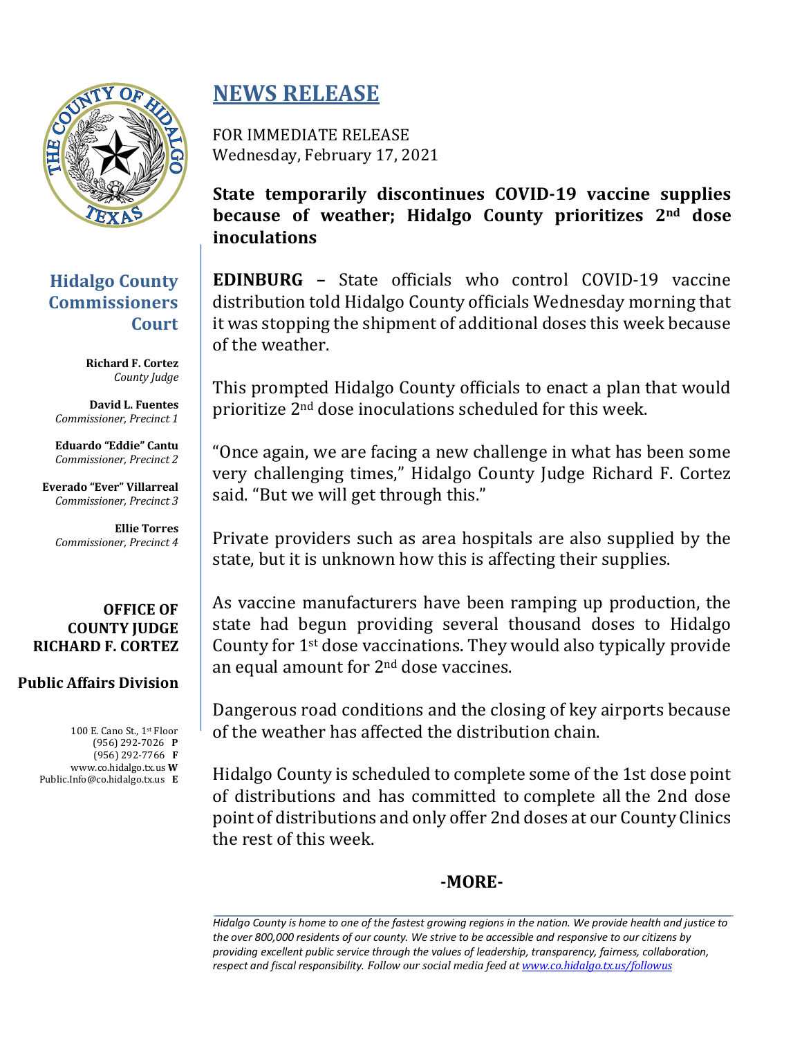# NEWS RELEASE

FOR IMMEDIATE RELEASE
Wednesday, February 17, 2021

## State temporarily discontinues COVID-19 vaccine supplies because of weather; Hidalgo County prioritizes 2nd dose inoculations

**Hidalgo County Commissioners Court**

**Richard F. Cortez**
*County Judge*

**David L. Fuentes**
*Commissioner, Precinct 1*

**Eduardo "Eddie" Cantu**
*Commissioner, Precinct 2*

**Everado "Ever" Villarreal**
*Commissioner, Precinct 3*

**Ellie Torres**
*Commissioner, Precinct 4*

**OFFICE OF COUNTY JUDGE RICHARD F. CORTEZ**

**Public Affairs Division**

100 E. Cano St., 1st Floor
(956) 292-7026 **P**
(956) 292-7766 **F**
www.co.hidalgo.tx.us **W**
Public.Info@co.hidalgo.tx.us **E**

**EDINBURG –** State officials who control COVID-19 vaccine distribution told Hidalgo County officials Wednesday morning that it was stopping the shipment of additional doses this week because of the weather.

This prompted Hidalgo County officials to enact a plan that would prioritize 2nd dose inoculations scheduled for this week.

"Once again, we are facing a new challenge in what has been some very challenging times," Hidalgo County Judge Richard F. Cortez said. "But we will get through this."

Private providers such as area hospitals are also supplied by the state, but it is unknown how this is affecting their supplies.

As vaccine manufacturers have been ramping up production, the state had begun providing several thousand doses to Hidalgo County for 1st dose vaccinations. They would also typically provide an equal amount for 2nd dose vaccines.

Dangerous road conditions and the closing of key airports because of the weather has affected the distribution chain.

Hidalgo County is scheduled to complete some of the 1st dose point of distributions and has committed to complete all the 2nd dose point of distributions and only offer 2nd doses at our County Clinics the rest of this week.

**-MORE-**

*Hidalgo County is home to one of the fastest growing regions in the nation. We provide health and justice to the over 800,000 residents of our county. We strive to be accessible and responsive to our citizens by providing excellent public service through the values of leadership, transparency, fairness, collaboration, respect and fiscal responsibility. Follow our social media feed at www.co.hidalgo.tx.us/followus*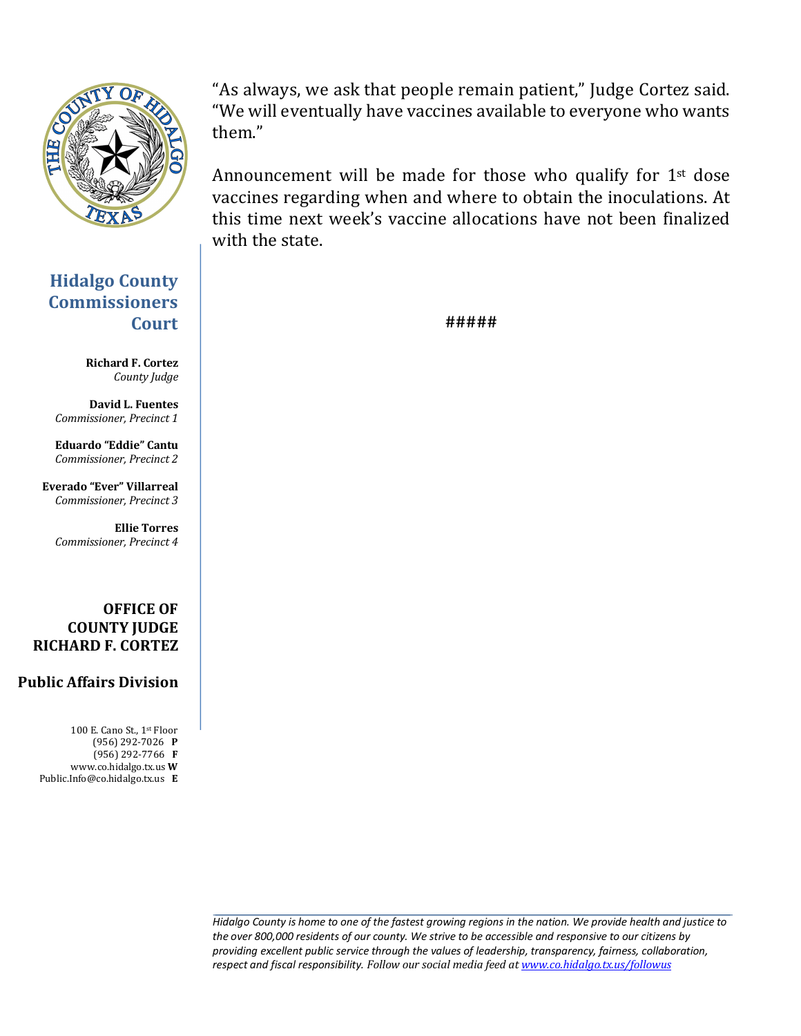"As always, we ask that people remain patient," Judge Cortez said. "We will eventually have vaccines available to everyone who wants them."

Announcement will be made for those who qualify for 1st dose vaccines regarding when and where to obtain the inoculations. At this time next week's vaccine allocations have not been finalized with the state.

#####

**Hidalgo County Commissioners Court**

**Richard F. Cortez**
*County Judge*

**David L. Fuentes**
*Commissioner, Precinct 1*

**Eduardo "Eddie" Cantu**
*Commissioner, Precinct 2*

**Everado "Ever" Villarreal**
*Commissioner, Precinct 3*

**Ellie Torres**
*Commissioner, Precinct 4*

**OFFICE OF COUNTY JUDGE RICHARD F. CORTEZ**

**Public Affairs Division**

100 E. Cano St., 1st Floor
(956) 292-7026 **P**
(956) 292-7766 **F**
www.co.hidalgo.tx.us **W**
Public.Info@co.hidalgo.tx.us **E**

*Hidalgo County is home to one of the fastest growing regions in the nation. We provide health and justice to the over 800,000 residents of our county. We strive to be accessible and responsive to our citizens by providing excellent public service through the values of leadership, transparency, fairness, collaboration, respect and fiscal responsibility. Follow our social media feed at www.co.hidalgo.tx.us/followus*